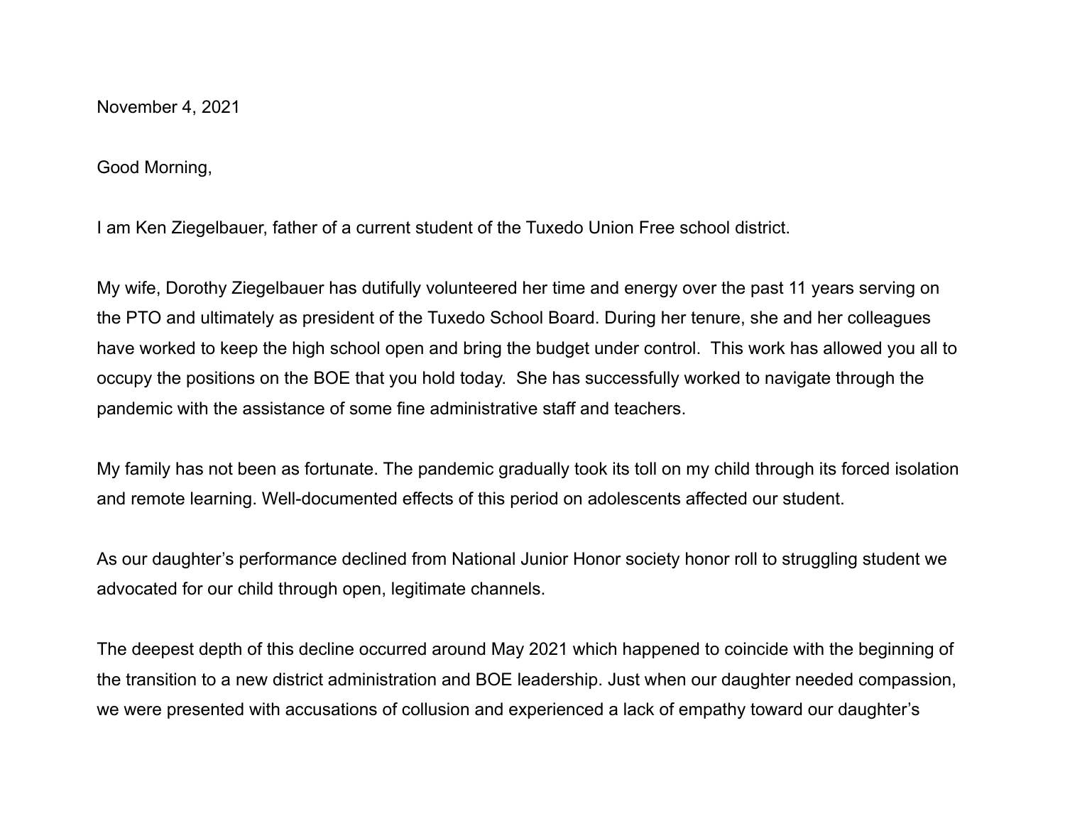November 4, 2021

Good Morning,

I am Ken Ziegelbauer, father of a current student of the Tuxedo Union Free school district.

My wife, Dorothy Ziegelbauer has dutifully volunteered her time and energy over the past 11 years serving on the PTO and ultimately as president of the Tuxedo School Board. During her tenure, she and her colleagues have worked to keep the high school open and bring the budget under control. This work has allowed you all to occupy the positions on the BOE that you hold today. She has successfully worked to navigate through the pandemic with the assistance of some fine administrative staff and teachers.

My family has not been as fortunate. The pandemic gradually took its toll on my child through its forced isolation and remote learning. Well-documented effects of this period on adolescents affected our student.

As our daughter's performance declined from National Junior Honor society honor roll to struggling student we advocated for our child through open, legitimate channels.

The deepest depth of this decline occurred around May 2021 which happened to coincide with the beginning of the transition to a new district administration and BOE leadership. Just when our daughter needed compassion, we were presented with accusations of collusion and experienced a lack of empathy toward our daughter's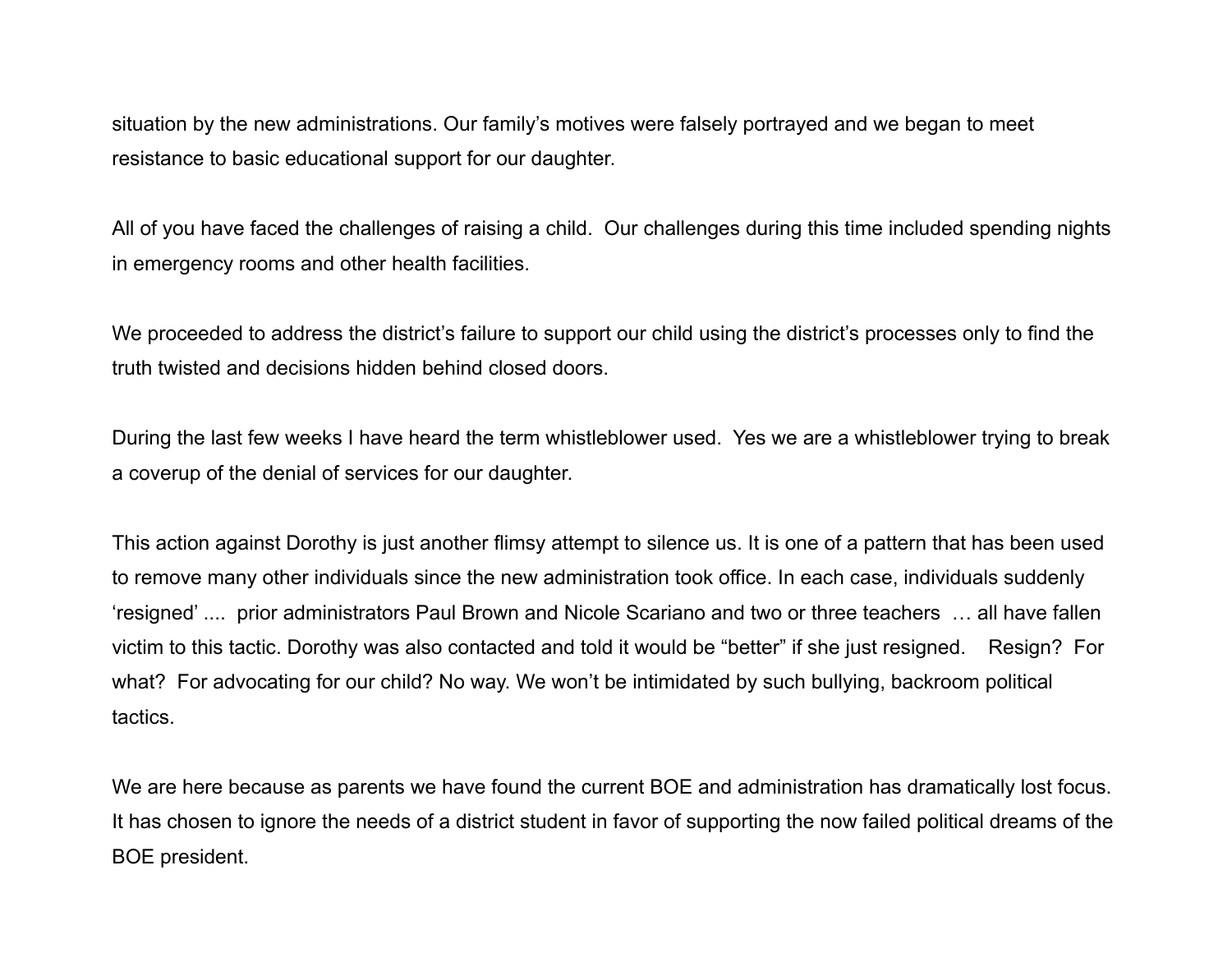situation by the new administrations. Our family's motives were falsely portrayed and we began to meet resistance to basic educational support for our daughter.

All of you have faced the challenges of raising a child.  Our challenges during this time included spending nights in emergency rooms and other health facilities.

We proceeded to address the district's failure to support our child using the district's processes only to find the truth twisted and decisions hidden behind closed doors.

During the last few weeks I have heard the term whistleblower used.  Yes we are a whistleblower trying to break a coverup of the denial of services for our daughter.

This action against Dorothy is just another flimsy attempt to silence us. It is one of a pattern that has been used to remove many other individuals since the new administration took office. In each case, individuals suddenly 'resigned' ....  prior administrators Paul Brown and Nicole Scariano and two or three teachers  … all have fallen victim to this tactic. Dorothy was also contacted and told it would be "better" if she just resigned.    Resign?  For what?  For advocating for our child? No way. We won't be intimidated by such bullying, backroom political tactics.

We are here because as parents we have found the current BOE and administration has dramatically lost focus. It has chosen to ignore the needs of a district student in favor of supporting the now failed political dreams of the BOE president.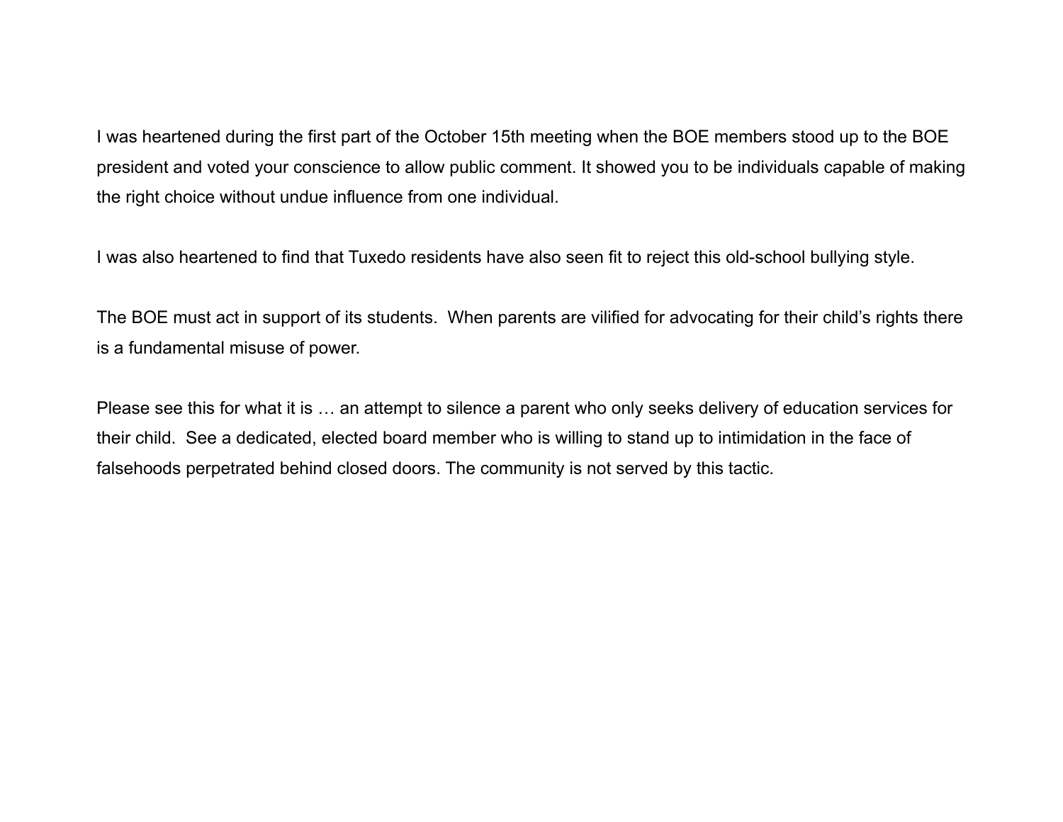I was heartened during the first part of the October 15th meeting when the BOE members stood up to the BOE president and voted your conscience to allow public comment. It showed you to be individuals capable of making the right choice without undue influence from one individual.

I was also heartened to find that Tuxedo residents have also seen fit to reject this old-school bullying style.

The BOE must act in support of its students.  When parents are vilified for advocating for their child's rights there is a fundamental misuse of power.

Please see this for what it is … an attempt to silence a parent who only seeks delivery of education services for their child.  See a dedicated, elected board member who is willing to stand up to intimidation in the face of falsehoods perpetrated behind closed doors. The community is not served by this tactic.